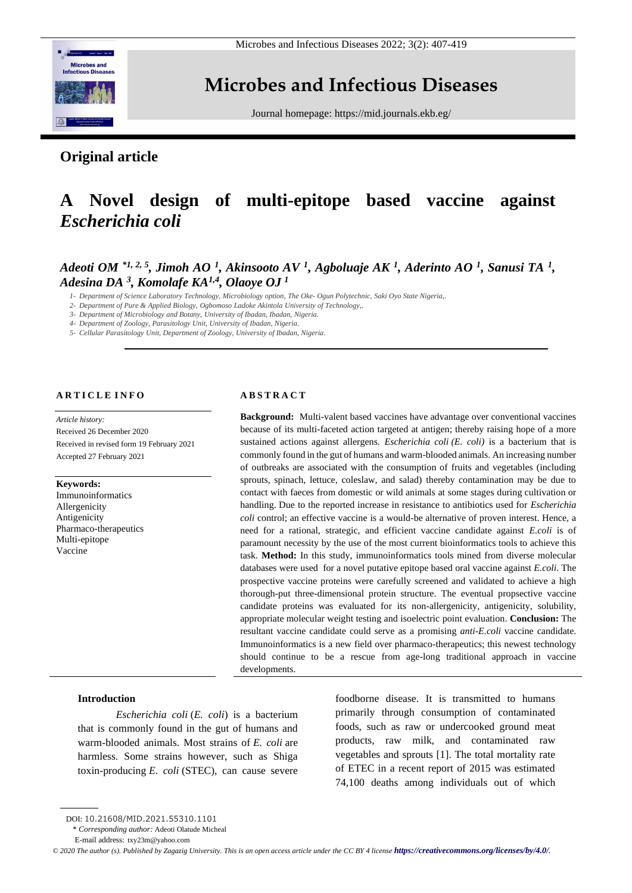**Original article**

# A Novel design of multi-epitope based vaccine against *Escherichia coli*

***Adeoti OM*** [*1, 2, 5], ***Jimoh AO*** [1], ***Akinsooto AV*** [1], ***Agboluaje AK*** [1], ***Aderinto AO*** [1], ***Sanusi TA*** [1], ***Adesina DA*** [3], ***Komolafe KA*** [1,4], ***Olaoye OJ*** [1]

1- Department of Science Laboratory Technology, Microbiology option, The Oke- Ogun Polytechnic, Saki Oyo State Nigeria,.
2- Department of Pure & Applied Biology, Ogbomoso Ladoke Akintola University of Technology,.
3- Department of Microbiology and Botany, University of Ibadan, Ibadan, Nigeria.
4- Department of Zoology, Parasitology Unit, University of Ibadan, Nigeria.
5- Cellular Parasitology Unit, Department of Zoology, University of Ibadan, Nigeria.

**ARTICLE INFO**

*Article history:*
Received 26 December 2020
Received in revised form 19 February 2021
Accepted 27 February 2021

**Keywords:**
Immunoinformatics
Allergenicity
Antigenicity
Pharmaco-therapeutics
Multi-epitope
Vaccine

**ABSTRACT**

**Background:** Multi-valent based vaccines have advantage over conventional vaccines because of its multi-faceted action targeted at antigen; thereby raising hope of a more sustained actions against allergens. *Escherichia coli (E. coli)* is a bacterium that is commonly found in the gut of humans and warm-blooded animals. An increasing number of outbreaks are associated with the consumption of fruits and vegetables (including sprouts, spinach, lettuce, coleslaw, and salad) thereby contamination may be due to contact with faeces from domestic or wild animals at some stages during cultivation or handling. Due to the reported increase in resistance to antibiotics used for *Escherichia coli* control; an effective vaccine is a would-be alternative of proven interest. Hence, a need for a rational, strategic, and efficient vaccine candidate against *E.coli* is of paramount necessity by the use of the most current bioinformatics tools to achieve this task. **Method:** In this study, immunoinformatics tools mined from diverse molecular databases were used for a novel putative epitope based oral vaccine against *E.coli*. The prospective vaccine proteins were carefully screened and validated to achieve a high thorough-put three-dimensional protein structure. The eventual propsective vaccine candidate proteins was evaluated for its non-allergenicity, antigenicity, solubility, appropriate molecular weight testing and isoelectric point evaluation. **Conclusion:** The resultant vaccine candidate could serve as a promising *anti-E.coli* vaccine candidate. Immunoinformatics is a new field over pharmaco-therapeutics; this newest technology should continue to be a rescue from age-long traditional approach in vaccine developments.

## Introduction

*Escherichia coli* (*E. coli*) is a bacterium that is commonly found in the gut of humans and warm-blooded animals. Most strains of *E. coli* are harmless. Some strains however, such as Shiga toxin-producing *E. coli* (STEC), can cause severe foodborne disease. It is transmitted to humans primarily through consumption of contaminated foods, such as raw or undercooked ground meat products, raw milk, and contaminated raw vegetables and sprouts [1]. The total mortality rate of ETEC in a recent report of 2015 was estimated 74,100 deaths among individuals out of which

DOI: 10.21608/MID.2021.55310.1101
\* *Corresponding author:* Adeoti Olatude Micheal
E-mail address: txy23m@yahoo.com

© 2020 The author (s). Published by Zagazig University. This is an open access article under the CC BY 4 license https://creativecommons.org/licenses/by/4.0/.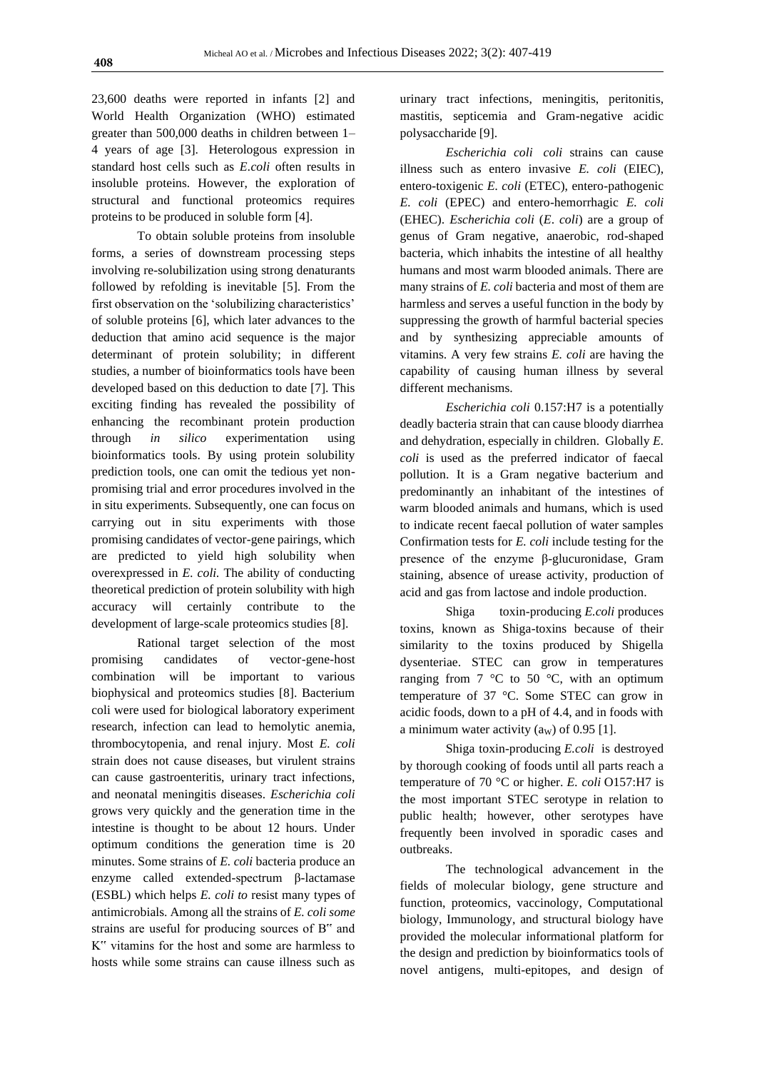23,600 deaths were reported in infants [2] and World Health Organization (WHO) estimated greater than 500,000 deaths in children between 1–4 years of age [3]. Heterologous expression in standard host cells such as *E.coli* often results in insoluble proteins. However, the exploration of structural and functional proteomics requires proteins to be produced in soluble form [4].

To obtain soluble proteins from insoluble forms, a series of downstream processing steps involving re-solubilization using strong denaturants followed by refolding is inevitable [5]. From the first observation on the 'solubilizing characteristics' of soluble proteins [6], which later advances to the deduction that amino acid sequence is the major determinant of protein solubility; in different studies, a number of bioinformatics tools have been developed based on this deduction to date [7]. This exciting finding has revealed the possibility of enhancing the recombinant protein production through *in silico* experimentation using bioinformatics tools. By using protein solubility prediction tools, one can omit the tedious yet non-promising trial and error procedures involved in the in situ experiments. Subsequently, one can focus on carrying out in situ experiments with those promising candidates of vector-gene pairings, which are predicted to yield high solubility when overexpressed in *E. coli.* The ability of conducting theoretical prediction of protein solubility with high accuracy will certainly contribute to the development of large-scale proteomics studies [8].

Rational target selection of the most promising candidates of vector-gene-host combination will be important to various biophysical and proteomics studies [8]. Bacterium coli were used for biological laboratory experiment research, infection can lead to hemolytic anemia, thrombocytopenia, and renal injury. Most *E. coli* strain does not cause diseases, but virulent strains can cause gastroenteritis, urinary tract infections, and neonatal meningitis diseases. *Escherichia coli* grows very quickly and the generation time in the intestine is thought to be about 12 hours. Under optimum conditions the generation time is 20 minutes. Some strains of *E. coli* bacteria produce an enzyme called extended-spectrum β-lactamase (ESBL) which helps *E. coli to* resist many types of antimicrobials. Among all the strains of *E. coli some* strains are useful for producing sources of B" and K" vitamins for the host and some are harmless to hosts while some strains can cause illness such as urinary tract infections, meningitis, peritonitis, mastitis, septicemia and Gram-negative acidic polysaccharide [9].

*Escherichia coli coli* strains can cause illness such as entero invasive *E. coli* (EIEC), entero-toxigenic *E. coli* (ETEC), entero-pathogenic *E. coli* (EPEC) and entero-hemorrhagic *E. coli* (EHEC). *Escherichia coli* (*E. coli*) are a group of genus of Gram negative, anaerobic, rod-shaped bacteria, which inhabits the intestine of all healthy humans and most warm blooded animals. There are many strains of *E. coli* bacteria and most of them are harmless and serves a useful function in the body by suppressing the growth of harmful bacterial species and by synthesizing appreciable amounts of vitamins. A very few strains *E. coli* are having the capability of causing human illness by several different mechanisms.

*Escherichia coli* 0.157:H7 is a potentially deadly bacteria strain that can cause bloody diarrhea and dehydration, especially in children. Globally *E. coli* is used as the preferred indicator of faecal pollution. It is a Gram negative bacterium and predominantly an inhabitant of the intestines of warm blooded animals and humans, which is used to indicate recent faecal pollution of water samples Confirmation tests for *E. coli* include testing for the presence of the enzyme β-glucuronidase, Gram staining, absence of urease activity, production of acid and gas from lactose and indole production.

Shiga toxin-producing *E.coli* produces toxins, known as Shiga-toxins because of their similarity to the toxins produced by Shigella dysenteriae. STEC can grow in temperatures ranging from 7 °C to 50 °C, with an optimum temperature of 37 °C. Some STEC can grow in acidic foods, down to a pH of 4.4, and in foods with a minimum water activity ($a_W$) of 0.95 [1].

Shiga toxin-producing *E.coli* is destroyed by thorough cooking of foods until all parts reach a temperature of 70 °C or higher. *E. coli* O157:H7 is the most important STEC serotype in relation to public health; however, other serotypes have frequently been involved in sporadic cases and outbreaks.

The technological advancement in the fields of molecular biology, gene structure and function, proteomics, vaccinology, Computational biology, Immunology, and structural biology have provided the molecular informational platform for the design and prediction by bioinformatics tools of novel antigens, multi-epitopes, and design of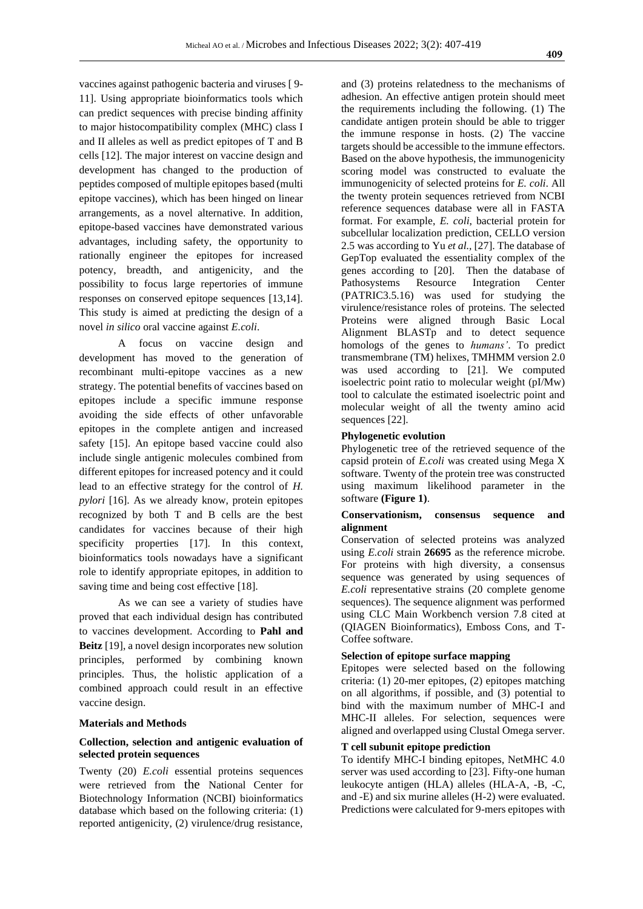vaccines against pathogenic bacteria and viruses [ 9-11]. Using appropriate bioinformatics tools which can predict sequences with precise binding affinity to major histocompatibility complex (MHC) class I and II alleles as well as predict epitopes of T and B cells [12]. The major interest on vaccine design and development has changed to the production of peptides composed of multiple epitopes based (multi epitope vaccines), which has been hinged on linear arrangements, as a novel alternative. In addition, epitope-based vaccines have demonstrated various advantages, including safety, the opportunity to rationally engineer the epitopes for increased potency, breadth, and antigenicity, and the possibility to focus large repertories of immune responses on conserved epitope sequences [13,14]. This study is aimed at predicting the design of a novel *in silico* oral vaccine against *E.coli*.

A focus on vaccine design and development has moved to the generation of recombinant multi-epitope vaccines as a new strategy. The potential benefits of vaccines based on epitopes include a specific immune response avoiding the side effects of other unfavorable epitopes in the complete antigen and increased safety [15]. An epitope based vaccine could also include single antigenic molecules combined from different epitopes for increased potency and it could lead to an effective strategy for the control of *H. pylori* [16]. As we already know, protein epitopes recognized by both T and B cells are the best candidates for vaccines because of their high specificity properties [17]. In this context, bioinformatics tools nowadays have a significant role to identify appropriate epitopes, in addition to saving time and being cost effective [18].

As we can see a variety of studies have proved that each individual design has contributed to vaccines development. According to **Pahl and Beitz** [19], a novel design incorporates new solution principles, performed by combining known principles. Thus, the holistic application of a combined approach could result in an effective vaccine design.

## Materials and Methods

### Collection, selection and antigenic evaluation of selected protein sequences

Twenty (20) *E.coli* essential proteins sequences were retrieved from the National Center for Biotechnology Information (NCBI) bioinformatics database which based on the following criteria: (1) reported antigenicity, (2) virulence/drug resistance, and (3) proteins relatedness to the mechanisms of adhesion. An effective antigen protein should meet the requirements including the following. (1) The candidate antigen protein should be able to trigger the immune response in hosts. (2) The vaccine targets should be accessible to the immune effectors. Based on the above hypothesis, the immunogenicity scoring model was constructed to evaluate the immunogenicity of selected proteins for *E. coli*. All the twenty protein sequences retrieved from NCBI reference sequences database were all in FASTA format. For example, *E. coli*, bacterial protein for subcellular localization prediction, CELLO version 2.5 was according to Yu *et al.*, [27]. The database of GepTop evaluated the essentiality complex of the genes according to [20]. Then the database of Pathosystems Resource Integration Center (PATRIC3.5.16) was used for studying the virulence/resistance roles of proteins. The selected Proteins were aligned through Basic Local Alignment BLASTp and to detect sequence homologs of the genes to *humans'*. To predict transmembrane (TM) helixes, TMHMM version 2.0 was used according to [21]. We computed isoelectric point ratio to molecular weight (pI/Mw) tool to calculate the estimated isoelectric point and molecular weight of all the twenty amino acid sequences [22].

### Phylogenetic evolution

Phylogenetic tree of the retrieved sequence of the capsid protein of *E.coli* was created using Mega X software. Twenty of the protein tree was constructed using maximum likelihood parameter in the software **(Figure 1)**.

### Conservationism, consensus sequence and alignment

Conservation of selected proteins was analyzed using *E.coli* strain **26695** as the reference microbe. For proteins with high diversity, a consensus sequence was generated by using sequences of *E.coli* representative strains (20 complete genome sequences). The sequence alignment was performed using CLC Main Workbench version 7.8 cited at (QIAGEN Bioinformatics), Emboss Cons, and T-Coffee software.

### Selection of epitope surface mapping

Epitopes were selected based on the following criteria: (1) 20-mer epitopes, (2) epitopes matching on all algorithms, if possible, and (3) potential to bind with the maximum number of MHC-I and MHC-II alleles. For selection, sequences were aligned and overlapped using Clustal Omega server.

### T cell subunit epitope prediction

To identify MHC-I binding epitopes, NetMHC 4.0 server was used according to [23]. Fifty-one human leukocyte antigen (HLA) alleles (HLA-A, -B, -C, and -E) and six murine alleles (H-2) were evaluated. Predictions were calculated for 9-mers epitopes with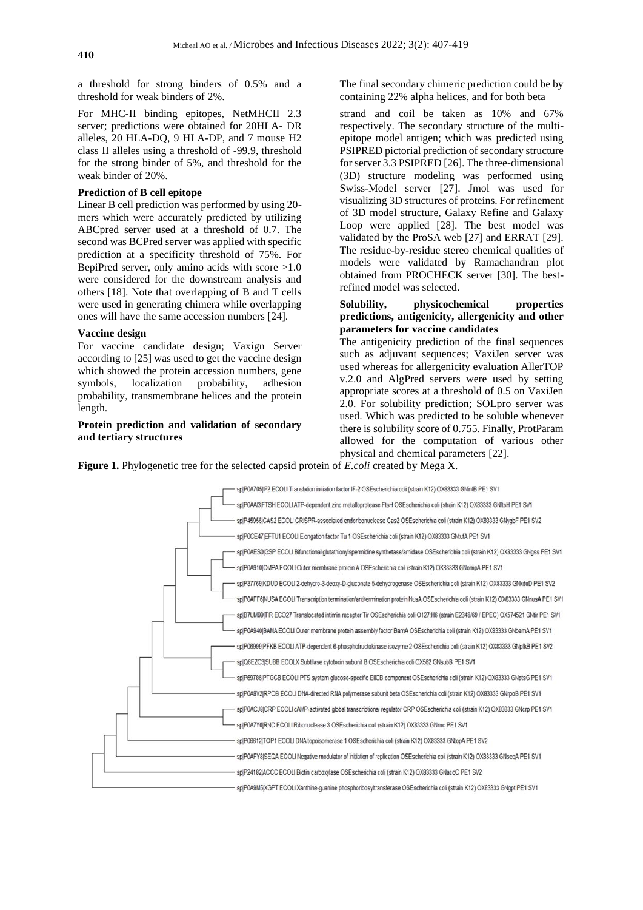a threshold for strong binders of 0.5% and a threshold for weak binders of 2%.

For MHC-II binding epitopes, NetMHCII 2.3 server; predictions were obtained for 20HLA- DR alleles, 20 HLA-DQ, 9 HLA-DP, and 7 mouse H2 class II alleles using a threshold of -99.9, threshold for the strong binder of 5%, and threshold for the weak binder of 20%.

**Prediction of B cell epitope**

Linear B cell prediction was performed by using 20-mers which were accurately predicted by utilizing ABCpred server used at a threshold of 0.7. The second was BCPred server was applied with specific prediction at a specificity threshold of 75%. For BepiPred server, only amino acids with score >1.0 were considered for the downstream analysis and others [18]. Note that overlapping of B and T cells were used in generating chimera while overlapping ones will have the same accession numbers [24].

**Vaccine design**

For vaccine candidate design; Vaxign Server according to [25] was used to get the vaccine design which showed the protein accession numbers, gene symbols, localization probability, adhesion probability, transmembrane helices and the protein length.

**Protein prediction and validation of secondary and tertiary structures**

The final secondary chimeric prediction could be by containing 22% alpha helices, and for both beta strand and coil be taken as 10% and 67% respectively. The secondary structure of the multi-epitope model antigen; which was predicted using PSIPRED pictorial prediction of secondary structure for server 3.3 PSIPRED [26]. The three-dimensional (3D) structure modeling was performed using Swiss-Model server [27]. Jmol was used for visualizing 3D structures of proteins. For refinement of 3D model structure, Galaxy Refine and Galaxy Loop were applied [28]. The best model was validated by the ProSA web [27] and ERRAT [29]. The residue-by-residue stereo chemical qualities of models were validated by Ramachandran plot obtained from PROCHECK server [30]. The best-refined model was selected.

**Solubility, physicochemical properties predictions, antigenicity, allergenicity and other parameters for vaccine candidates**

The antigenicity prediction of the final sequences such as adjuvant sequences; VaxiJen server was used whereas for allergenicity evaluation AllerTOP v.2.0 and AlgPred servers were used by setting appropriate scores at a threshold of 0.5 on VaxiJen 2.0. For solubility prediction; SOLpro server was used. Which was predicted to be soluble whenever there is solubility score of 0.755. Finally, ProtParam allowed for the computation of various other physical and chemical parameters [22].

**Figure 1.** Phylogenetic tree for the selected capsid protein of *E.coli* created by Mega X.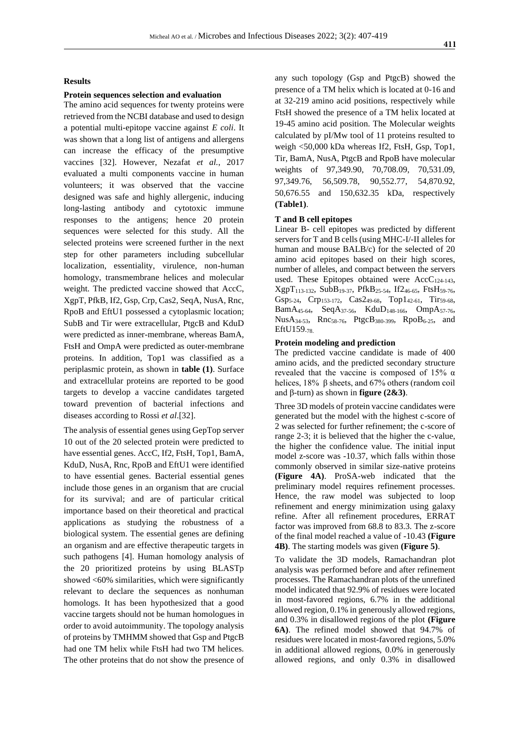### Results

#### Protein sequences selection and evaluation

The amino acid sequences for twenty proteins were retrieved from the NCBI database and used to design a potential multi-epitope vaccine against *E coli*. It was shown that a long list of antigens and allergens can increase the efficacy of the presumptive vaccines [32]. However, Nezafat *et al.*, 2017 evaluated a multi components vaccine in human volunteers; it was observed that the vaccine designed was safe and highly allergenic, inducing long-lasting antibody and cytotoxic immune responses to the antigens; hence 20 protein sequences were selected for this study. All the selected proteins were screened further in the next step for other parameters including subcellular localization, essentiality, virulence, non-human homology, transmembrane helices and molecular weight. The predicted vaccine showed that AccC, XgpT, PfkB, If2, Gsp, Crp, Cas2, SeqA, NusA, Rnc, RpoB and EftU1 possessed a cytoplasmic location; SubB and Tir were extracellular, PtgcB and KduD were predicted as inner-membrane, whereas BamA, FtsH and OmpA were predicted as outer-membrane proteins. In addition, Top1 was classified as a periplasmic protein, as shown in **table (1)**. Surface and extracellular proteins are reported to be good targets to develop a vaccine candidates targeted toward prevention of bacterial infections and diseases according to Rossi *et al*.[32].

The analysis of essential genes using GepTop server 10 out of the 20 selected protein were predicted to have essential genes. AccC, If2, FtsH, Top1, BamA, KduD, NusA, Rnc, RpoB and EftU1 were identified to have essential genes. Bacterial essential genes include those genes in an organism that are crucial for its survival; and are of particular critical importance based on their theoretical and practical applications as studying the robustness of a biological system. The essential genes are defining an organism and are effective therapeutic targets in such pathogens [4]. Human homology analysis of the 20 prioritized proteins by using BLASTp showed <60% similarities, which were significantly relevant to declare the sequences as nonhuman homologs. It has been hypothesized that a good vaccine targets should not be human homologues in order to avoid autoimmunity. The topology analysis of proteins by TMHMM showed that Gsp and PtgcB had one TM helix while FtsH had two TM helices. The other proteins that do not show the presence of any such topology (Gsp and PtgcB) showed the presence of a TM helix which is located at 0-16 and at 32-219 amino acid positions, respectively while FtsH showed the presence of a TM helix located at 19-45 amino acid position. The Molecular weights calculated by pI/Mw tool of 11 proteins resulted to weigh <50,000 kDa whereas If2, FtsH, Gsp, Top1, Tir, BamA, NusA, PtgcB and RpoB have molecular weights of 97,349.90, 70,708.09, 70,531.09, 97,349.76, 56,509.78, 90,552.77, 54,870.92, 50,676.55 and 150,632.35 kDa, respectively **(Table1)**.

#### T and B cell epitopes

Linear B- cell epitopes was predicted by different servers for T and B cells (using MHC-I/-II alleles for human and mouse BALB/c) for the selected of 20 amino acid epitopes based on their high scores, number of alleles, and compact between the servers used. These Epitopes obtained were $AccC_{124\text{-}143}$, $XgpT_{113\text{-}132}$, $SubB_{19\text{-}37}$, $PfkB_{25\text{-}54}$, $If2_{46\text{-}65}$, $FtsH_{59\text{-}76}$, $Gsp_{5\text{-}24}$, $Crp_{153\text{-}172}$, $Cas2_{49\text{-}68}$, $Top1_{42\text{-}61}$, $Tir_{59\text{-}68}$, $BamA_{45\text{-}64}$, $SeqA_{37\text{-}56}$, $KduD_{148\text{-}166}$, $OmpA_{57\text{-}76}$, $NusA_{34\text{-}53}$, $Rnc_{58\text{-}76}$, $PtgcB_{380\text{-}399}$, $RpoB_{6\text{-}25}$, and $EftU159_{\text{-}78}$.

#### Protein modeling and prediction

The predicted vaccine candidate is made of 400 amino acids, and the predicted secondary structure revealed that the vaccine is composed of 15% α helices, 18% β sheets, and 67% others (random coil and β-turn) as shown in **figure (2&3)**.

Three 3D models of protein vaccine candidates were generated but the model with the highest c-score of 2 was selected for further refinement; the c-score of range 2-3; it is believed that the higher the c-value, the higher the confidence value. The initial input model z-score was -10.37, which falls within those commonly observed in similar size-native proteins **(Figure 4A)**. ProSA-web indicated that the preliminary model requires refinement processes. Hence, the raw model was subjected to loop refinement and energy minimization using galaxy refine. After all refinement procedures, ERRAT factor was improved from 68.8 to 83.3. The z-score of the final model reached a value of -10.43 **(Figure 4B)**. The starting models was given **(Figure 5)**.

To validate the 3D models, Ramachandran plot analysis was performed before and after refinement processes. The Ramachandran plots of the unrefined model indicated that 92.9% of residues were located in most-favored regions, 6.7% in the additional allowed region, 0.1% in generously allowed regions, and 0.3% in disallowed regions of the plot **(Figure 6A)**. The refined model showed that 94.7% of residues were located in most-favored regions, 5.0% in additional allowed regions, 0.0% in generously allowed regions, and only 0.3% in disallowed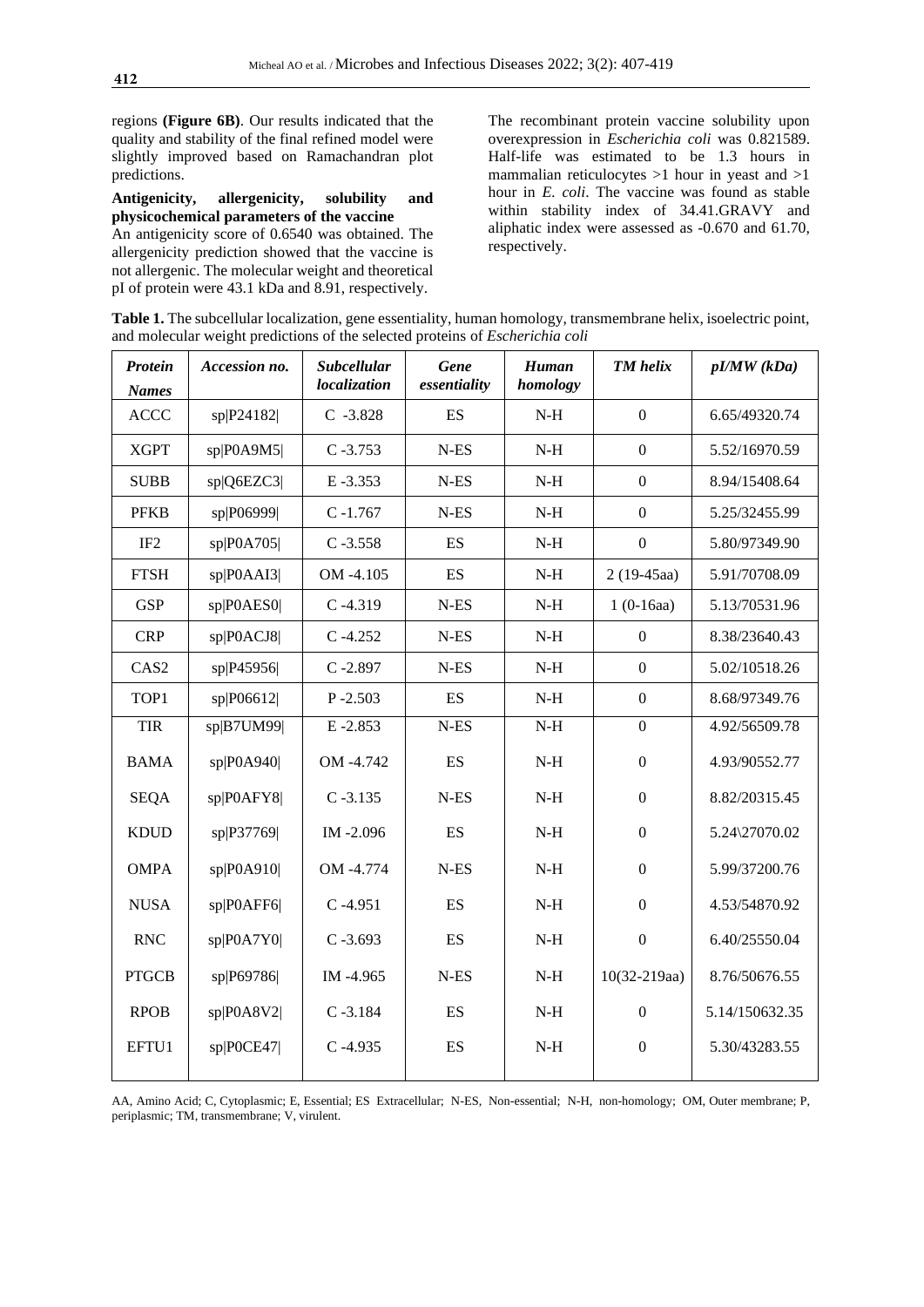regions **(Figure 6B)**. Our results indicated that the quality and stability of the final refined model were slightly improved based on Ramachandran plot predictions.

**Antigenicity, allergenicity, solubility and physicochemical parameters of the vaccine**

An antigenicity score of 0.6540 was obtained. The allergenicity prediction showed that the vaccine is not allergenic. The molecular weight and theoretical pI of protein were 43.1 kDa and 8.91, respectively.

The recombinant protein vaccine solubility upon overexpression in *Escherichia coli* was 0.821589. Half-life was estimated to be 1.3 hours in mammalian reticulocytes >1 hour in yeast and >1 hour in *E. coli*. The vaccine was found as stable within stability index of 34.41.GRAVY and aliphatic index were assessed as -0.670 and 61.70, respectively.

**Table 1.** The subcellular localization, gene essentiality, human homology, transmembrane helix, isoelectric point, and molecular weight predictions of the selected proteins of *Escherichia coli*

| *Protein Names* | *Accession no.* | *Subcellular localization* | *Gene essentiality* | *Human homology* | *TM helix* | *pI/MW (kDa)* |
|---|---|---|---|---|---|---|
| ACCC | sp\|P24182\| | C -3.828 | ES | N-H | 0 | 6.65/49320.74 |
| XGPT | sp\|P0A9M5\| | C -3.753 | N-ES | N-H | 0 | 5.52/16970.59 |
| SUBB | sp\|Q6EZC3\| | E -3.353 | N-ES | N-H | 0 | 8.94/15408.64 |
| PFKB | sp\|P06999\| | C -1.767 | N-ES | N-H | 0 | 5.25/32455.99 |
| IF2 | sp\|P0A705\| | C -3.558 | ES | N-H | 0 | 5.80/97349.90 |
| FTSH | sp\|P0AAI3\| | OM -4.105 | ES | N-H | 2 (19-45aa) | 5.91/70708.09 |
| GSP | sp\|P0AES0\| | C -4.319 | N-ES | N-H | 1 (0-16aa) | 5.13/70531.96 |
| CRP | sp\|P0ACJ8\| | C -4.252 | N-ES | N-H | 0 | 8.38/23640.43 |
| CAS2 | sp\|P45956\| | C -2.897 | N-ES | N-H | 0 | 5.02/10518.26 |
| TOP1 | sp\|P06612\| | P -2.503 | ES | N-H | 0 | 8.68/97349.76 |
| TIR | sp\|B7UM99\| | E -2.853 | N-ES | N-H | 0 | 4.92/56509.78 |
| BAMA | sp\|P0A940\| | OM -4.742 | ES | N-H | 0 | 4.93/90552.77 |
| SEQA | sp\|P0AFY8\| | C -3.135 | N-ES | N-H | 0 | 8.82/20315.45 |
| KDUD | sp\|P37769\| | IM -2.096 | ES | N-H | 0 | 5.24\27070.02 |
| OMPA | sp\|P0A910\| | OM -4.774 | N-ES | N-H | 0 | 5.99/37200.76 |
| NUSA | sp\|P0AFF6\| | C -4.951 | ES | N-H | 0 | 4.53/54870.92 |
| RNC | sp\|P0A7Y0\| | C -3.693 | ES | N-H | 0 | 6.40/25550.04 |
| PTGCB | sp\|P69786\| | IM -4.965 | N-ES | N-H | 10(32-219aa) | 8.76/50676.55 |
| RPOB | sp\|P0A8V2\| | C -3.184 | ES | N-H | 0 | 5.14/150632.35 |
| EFTU1 | sp\|P0CE47\| | C -4.935 | ES | N-H | 0 | 5.30/43283.55 |

AA, Amino Acid; C, Cytoplasmic; E, Essential; ES Extracellular; N-ES, Non-essential; N-H, non-homology; OM, Outer membrane; P, periplasmic; TM, transmembrane; V, virulent.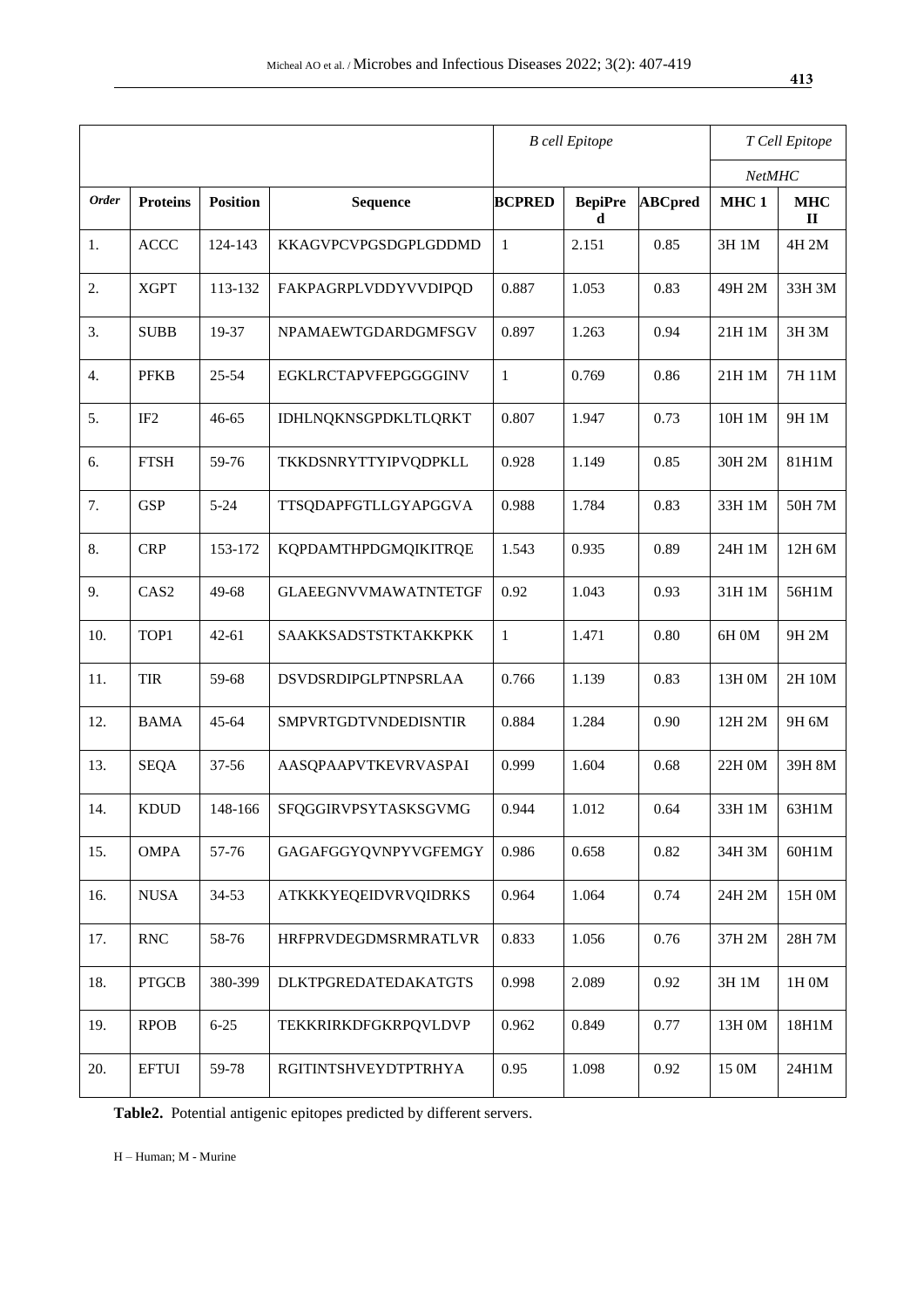| | | | | B cell Epitope | | | T Cell Epitope | |
|---|---|---|---|---|---|---|---|---|
| | | | | | | | NetMHC | |
| *Order* | **Proteins** | **Position** | **Sequence** | **BCPRED** | **BepiPred** | **ABCpred** | **MHC 1** | **MHC II** |
| 1. | ACCC | 124-143 | KKAGVPCVPGSDGPLGDDMD | 1 | 2.151 | 0.85 | 3H 1M | 4H 2M |
| 2. | XGPT | 113-132 | FAKPAGRPLVDDYVVDIPQD | 0.887 | 1.053 | 0.83 | 49H 2M | 33H 3M |
| 3. | SUBB | 19-37 | NPAMAEWTGDARDGMFSGV | 0.897 | 1.263 | 0.94 | 21H 1M | 3H 3M |
| 4. | PFKB | 25-54 | EGKLRCTAPVFEPGGGGINV | 1 | 0.769 | 0.86 | 21H 1M | 7H 11M |
| 5. | IF2 | 46-65 | IDHLNQKNSGPDKLTLQRKT | 0.807 | 1.947 | 0.73 | 10H 1M | 9H 1M |
| 6. | FTSH | 59-76 | TKKDSNRYTTYIPVQDPKLL | 0.928 | 1.149 | 0.85 | 30H 2M | 81H1M |
| 7. | GSP | 5-24 | TTSQDAPFGTLLGYAPGGVA | 0.988 | 1.784 | 0.83 | 33H 1M | 50H 7M |
| 8. | CRP | 153-172 | KQPDAMTHPDGMQIKITRQE | 1.543 | 0.935 | 0.89 | 24H 1M | 12H 6M |
| 9. | CAS2 | 49-68 | GLAEEGNVVMAWATNTETGF | 0.92 | 1.043 | 0.93 | 31H 1M | 56H1M |
| 10. | TOP1 | 42-61 | SAAKKSADSTSTKTAKKPKK | 1 | 1.471 | 0.80 | 6H 0M | 9H 2M |
| 11. | TIR | 59-68 | DSVDSRDIPGLPTNPSRLAA | 0.766 | 1.139 | 0.83 | 13H 0M | 2H 10M |
| 12. | BAMA | 45-64 | SMPVRTGDTVNDEDISNTIR | 0.884 | 1.284 | 0.90 | 12H 2M | 9H 6M |
| 13. | SEQA | 37-56 | AASQPAAPVTKEVRVASPAI | 0.999 | 1.604 | 0.68 | 22H 0M | 39H 8M |
| 14. | KDUD | 148-166 | SFQGGIRVPSYTASKSGVMG | 0.944 | 1.012 | 0.64 | 33H 1M | 63H1M |
| 15. | OMPA | 57-76 | GAGAFGGYQVNPYVGFEMGY | 0.986 | 0.658 | 0.82 | 34H 3M | 60H1M |
| 16. | NUSA | 34-53 | ATKKKYEQEIDVRVQIDRKS | 0.964 | 1.064 | 0.74 | 24H 2M | 15H 0M |
| 17. | RNC | 58-76 | HRFPRVDEGDMSRMRATLVR | 0.833 | 1.056 | 0.76 | 37H 2M | 28H 7M |
| 18. | PTGCB | 380-399 | DLKTPGREDATEDAKATGTS | 0.998 | 2.089 | 0.92 | 3H 1M | 1H 0M |
| 19. | RPOB | 6-25 | TEKKRIRKDFGKRPQVLDVP | 0.962 | 0.849 | 0.77 | 13H 0M | 18H1M |
| 20. | EFTUI | 59-78 | RGITINTSHVEYDTPTRHYA | 0.95 | 1.098 | 0.92 | 15 0M | 24H1M |

**Table2.** Potential antigenic epitopes predicted by different servers.

H – Human; M - Murine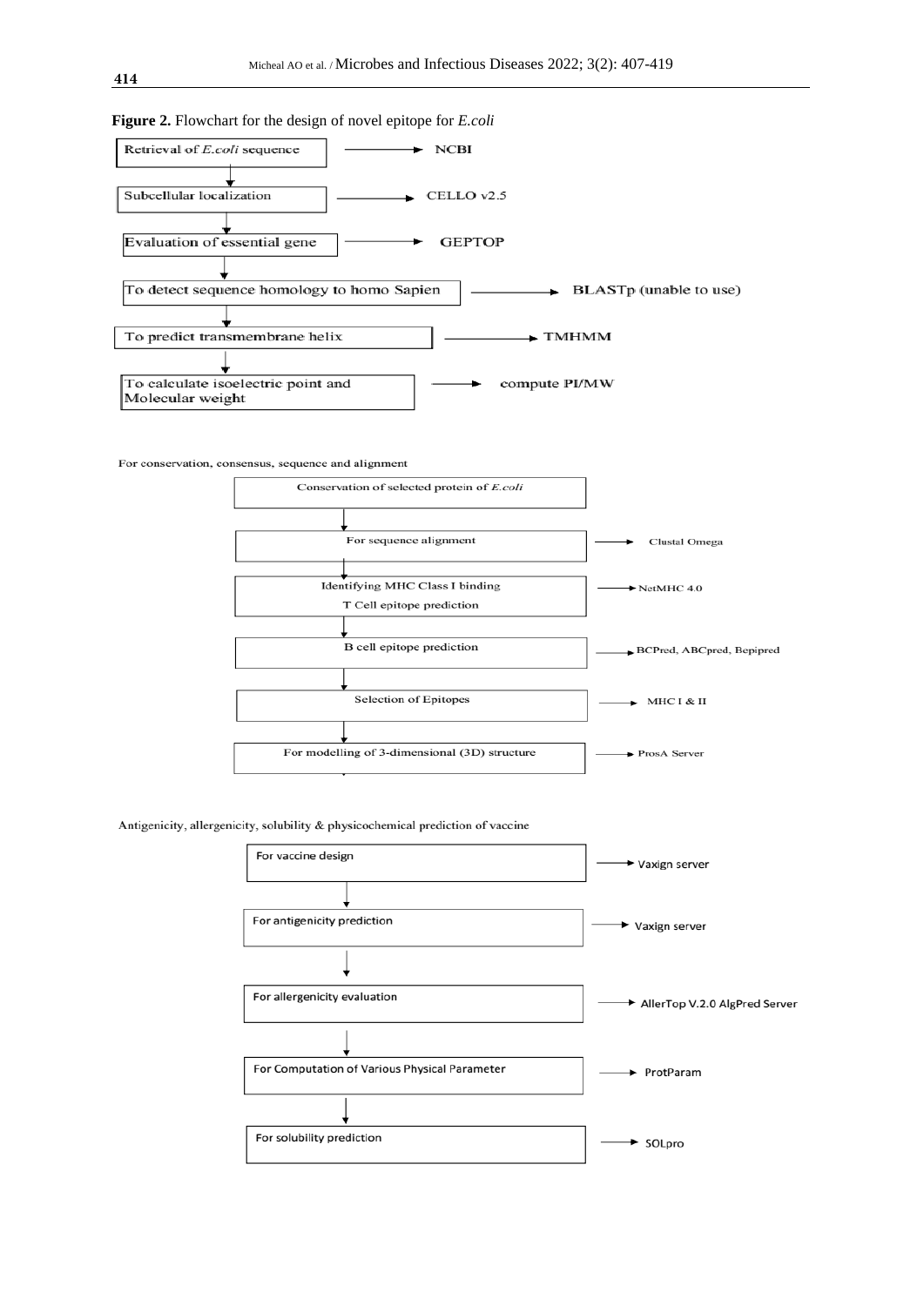**Figure 2.** Flowchart for the design of novel epitope for *E.coli*

- Retrieval of *E.coli* sequence → NCBI
- Subcellular localization → CELLO v2.5
- Evaluation of essential gene → GEPTOP
- To detect sequence homology to homo Sapien → BLASTp (unable to use)
- To predict transmembrane helix → TMHMM
- To calculate isoelectric point and Molecular weight → compute PI/MW

For conservation, consensus, sequence and alignment

- Conservation of selected protein of *E.coli*
- For sequence alignment → Clustal Omega
- Identifying MHC Class I binding T Cell epitope prediction → NetMHC 4.0
- B cell epitope prediction → BCPred, ABCpred, Bepipred
- Selection of Epitopes → MHC I & II
- For modelling of 3-dimensional (3D) structure → ProsA Server

Antigenicity, allergenicity, solubility & physicochemical prediction of vaccine

- For vaccine design → Vaxign server
- For antigenicity prediction → Vaxign server
- For allergenicity evaluation → AllerTop V.2.0 AlgPred Server
- For Computation of Various Physical Parameter → ProtParam
- For solubility prediction → SOLpro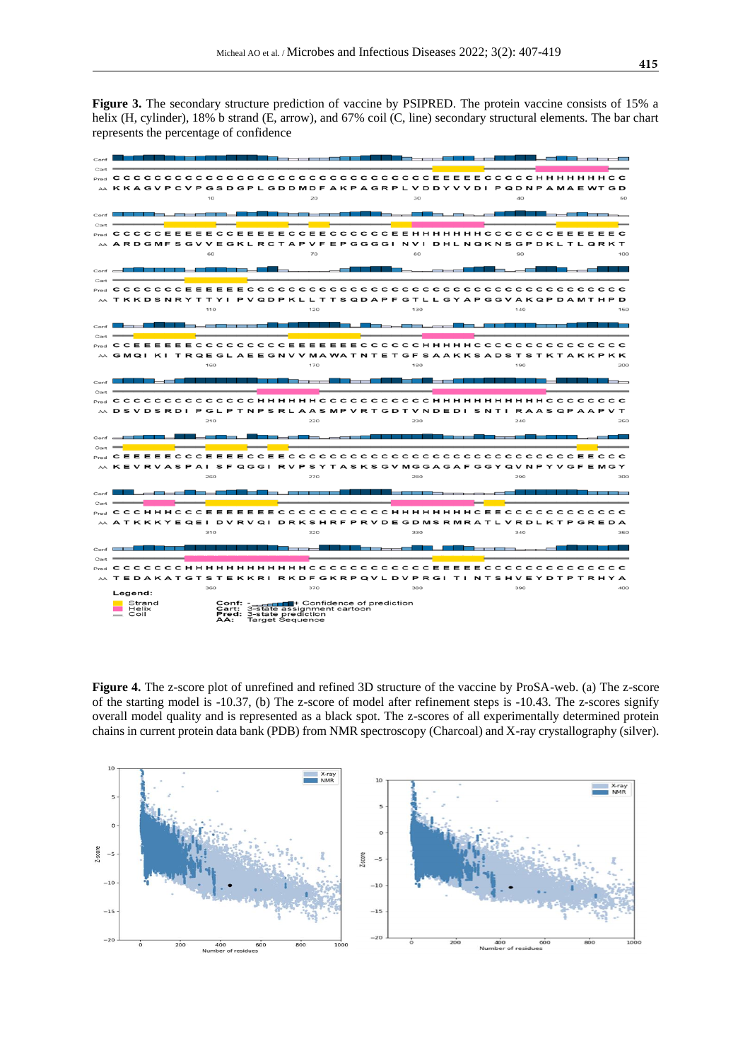**Figure 3.** The secondary structure prediction of vaccine by PSIPRED. The protein vaccine consists of 15% a helix (H, cylinder), 18% b strand (E, arrow), and 67% coil (C, line) secondary structural elements. The bar chart represents the percentage of confidence

**Figure 4.** The z-score plot of unrefined and refined 3D structure of the vaccine by ProSA-web. (a) The z-score of the starting model is -10.37, (b) The z-score of model after refinement steps is -10.43. The z-scores signify overall model quality and is represented as a black spot. The z-scores of all experimentally determined protein chains in current protein data bank (PDB) from NMR spectroscopy (Charcoal) and X-ray crystallography (silver).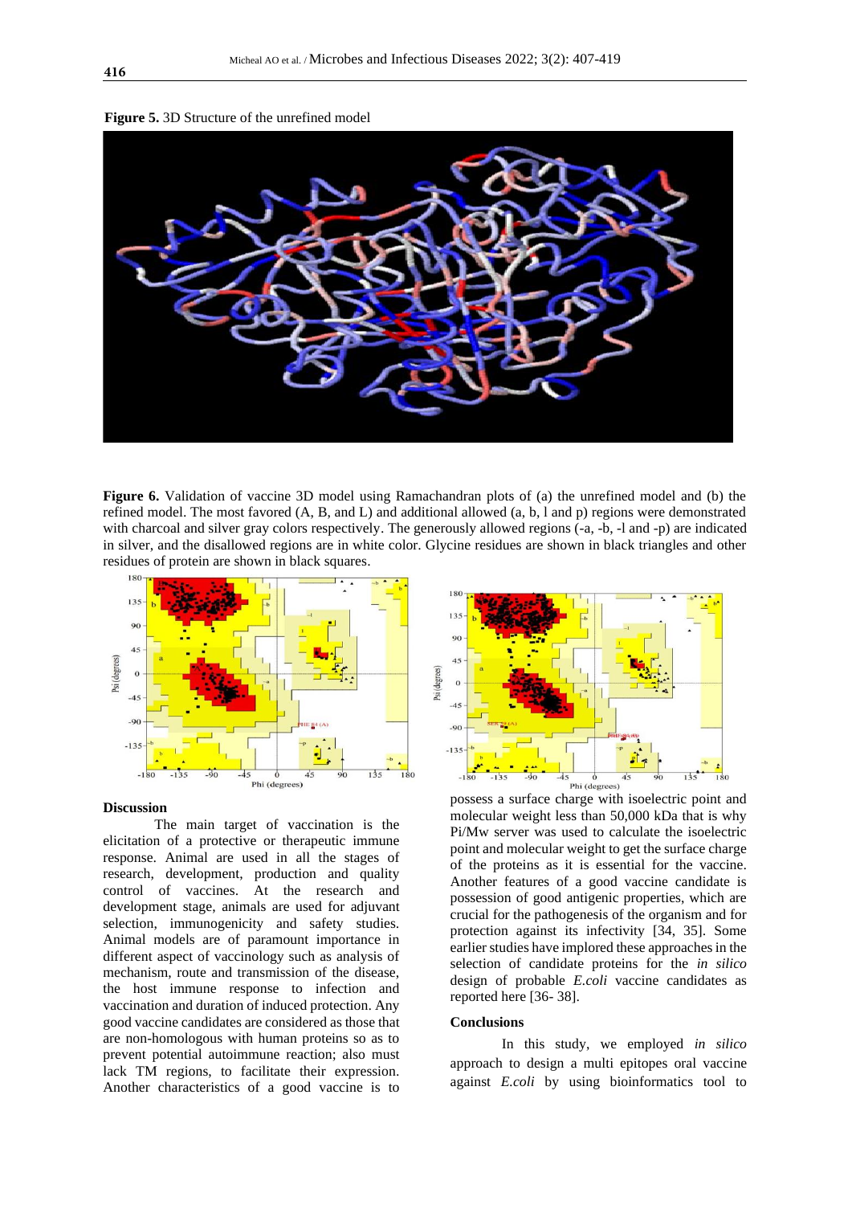**Figure 5.** 3D Structure of the unrefined model

**Figure 6.** Validation of vaccine 3D model using Ramachandran plots of (a) the unrefined model and (b) the refined model. The most favored (A, B, and L) and additional allowed (a, b, l and p) regions were demonstrated with charcoal and silver gray colors respectively. The generously allowed regions (-a, -b, -l and -p) are indicated in silver, and the disallowed regions are in white color. Glycine residues are shown in black triangles and other residues of protein are shown in black squares.

## Discussion

The main target of vaccination is the elicitation of a protective or therapeutic immune response. Animal are used in all the stages of research, development, production and quality control of vaccines. At the research and development stage, animals are used for adjuvant selection, immunogenicity and safety studies. Animal models are of paramount importance in different aspect of vaccinology such as analysis of mechanism, route and transmission of the disease, the host immune response to infection and vaccination and duration of induced protection. Any good vaccine candidates are considered as those that are non-homologous with human proteins so as to prevent potential autoimmune reaction; also must lack TM regions, to facilitate their expression. Another characteristics of a good vaccine is to possess a surface charge with isoelectric point and molecular weight less than 50,000 kDa that is why Pi/Mw server was used to calculate the isoelectric point and molecular weight to get the surface charge of the proteins as it is essential for the vaccine. Another features of a good vaccine candidate is possession of good antigenic properties, which are crucial for the pathogenesis of the organism and for protection against its infectivity [34, 35]. Some earlier studies have implored these approaches in the selection of candidate proteins for the *in silico* design of probable *E.coli* vaccine candidates as reported here [36- 38].

## Conclusions

In this study, we employed *in silico* approach to design a multi epitopes oral vaccine against *E.coli* by using bioinformatics tool to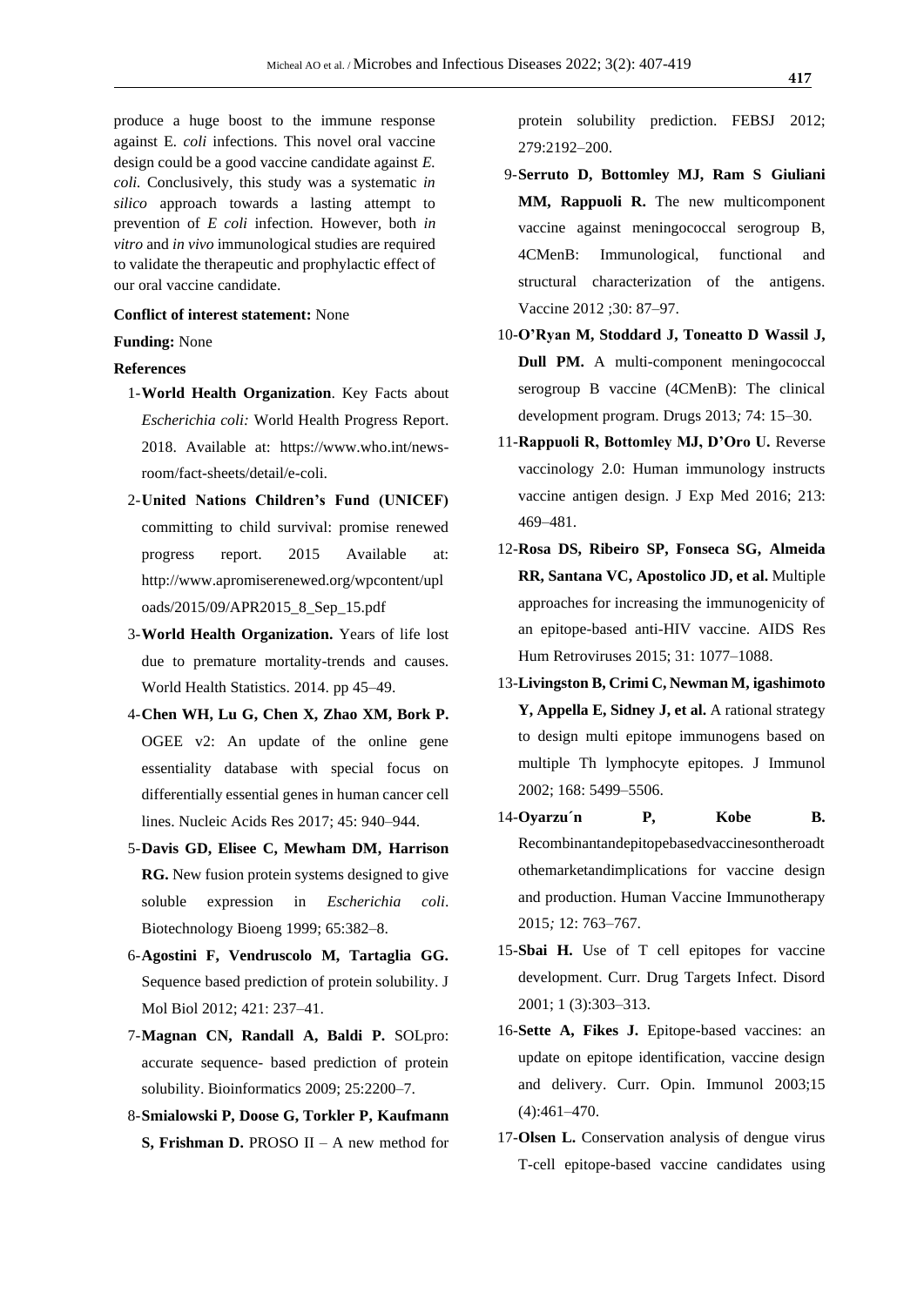produce a huge boost to the immune response against E. *coli* infections. This novel oral vaccine design could be a good vaccine candidate against *E. coli.* Conclusively, this study was a systematic *in silico* approach towards a lasting attempt to prevention of *E coli* infection. However, both *in vitro* and *in vivo* immunological studies are required to validate the therapeutic and prophylactic effect of our oral vaccine candidate.

**Conflict of interest statement:** None

**Funding:** None

**References**

1- **World Health Organization**. Key Facts about *Escherichia coli:* World Health Progress Report. 2018. Available at: https://www.who.int/news-room/fact-sheets/detail/e-coli.
2- **United Nations Children's Fund (UNICEF)** committing to child survival: promise renewed progress report. 2015 Available at: http://www.apromiserenewed.org/wpcontent/uploads/2015/09/APR2015_8_Sep_15.pdf
3- **World Health Organization.** Years of life lost due to premature mortality-trends and causes. World Health Statistics. 2014. pp 45–49.
4- **Chen WH, Lu G, Chen X, Zhao XM, Bork P.** OGEE v2: An update of the online gene essentiality database with special focus on differentially essential genes in human cancer cell lines. Nucleic Acids Res 2017; 45: 940–944.
5- **Davis GD, Elisee C, Mewham DM, Harrison RG.** New fusion protein systems designed to give soluble expression in *Escherichia coli*. Biotechnology Bioeng 1999; 65:382–8.
6- **Agostini F, Vendruscolo M, Tartaglia GG.** Sequence based prediction of protein solubility. J Mol Biol 2012; 421: 237–41.
7- **Magnan CN, Randall A, Baldi P.** SOLpro: accurate sequence- based prediction of protein solubility. Bioinformatics 2009; 25:2200–7.
8- **Smialowski P, Doose G, Torkler P, Kaufmann S, Frishman D.** PROSO II – A new method for protein solubility prediction. FEBSJ 2012; 279:2192–200.
9- **Serruto D, Bottomley MJ, Ram S Giuliani MM, Rappuoli R.** The new multicomponent vaccine against meningococcal serogroup B, 4CMenB: Immunological, functional and structural characterization of the antigens. Vaccine 2012 ;30: 87–97.
10- **O'Ryan M, Stoddard J, Toneatto D Wassil J, Dull PM.** A multi-component meningococcal serogroup B vaccine (4CMenB): The clinical development program. Drugs 2013*;* 74: 15–30.
11- **Rappuoli R, Bottomley MJ, D'Oro U.** Reverse vaccinology 2.0: Human immunology instructs vaccine antigen design. J Exp Med 2016; 213: 469–481.
12- **Rosa DS, Ribeiro SP, Fonseca SG, Almeida RR, Santana VC, Apostolico JD, et al.** Multiple approaches for increasing the immunogenicity of an epitope-based anti-HIV vaccine. AIDS Res Hum Retroviruses 2015; 31: 1077–1088.
13- **Livingston B, Crimi C, Newman M, igashimoto Y, Appella E, Sidney J, et al.** A rational strategy to design multi epitope immunogens based on multiple Th lymphocyte epitopes. J Immunol 2002; 168: 5499–5506.
14- **Oyarzu´n P, Kobe B.** Recombinantandepitopebasedvaccinesontheroadtothemarketandimplications for vaccine design and production. Human Vaccine Immunotherapy 2015*;* 12: 763–767.
15- **Sbai H.** Use of T cell epitopes for vaccine development. Curr. Drug Targets Infect. Disord 2001; 1 (3):303–313.
16- **Sette A, Fikes J.** Epitope-based vaccines: an update on epitope identification, vaccine design and delivery. Curr. Opin. Immunol 2003;15 (4):461–470.
17- **Olsen L.** Conservation analysis of dengue virus T-cell epitope-based vaccine candidates using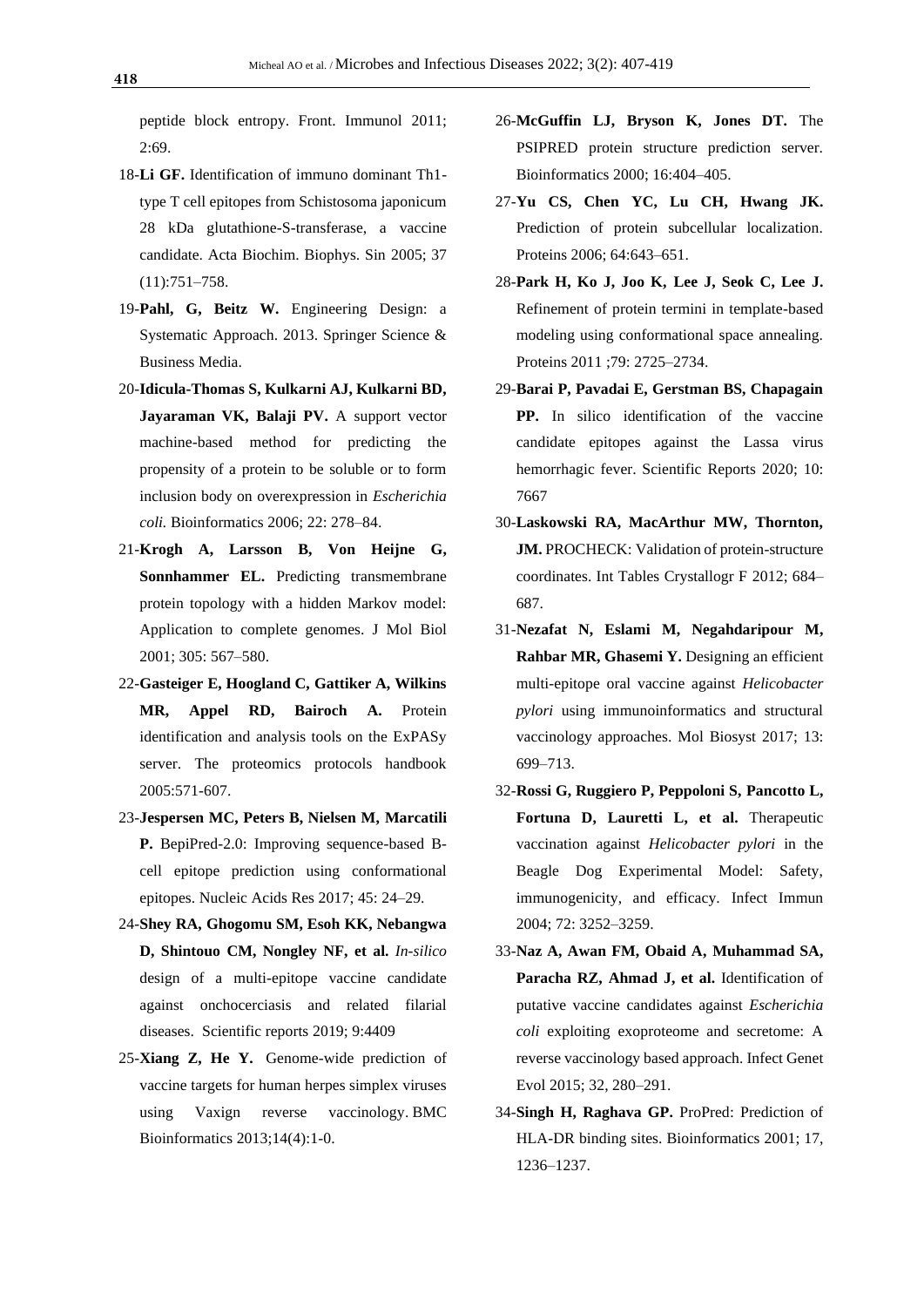peptide block entropy. Front. Immunol 2011; 2:69.

18-**Li GF.** Identification of immuno dominant Th1-type T cell epitopes from Schistosoma japonicum 28 kDa glutathione-S-transferase, a vaccine candidate. Acta Biochim. Biophys. Sin 2005; 37 (11):751–758.

19-**Pahl, G, Beitz W.** Engineering Design: a Systematic Approach. 2013. Springer Science & Business Media.

20-**Idicula-Thomas S, Kulkarni AJ, Kulkarni BD, Jayaraman VK, Balaji PV.** A support vector machine-based method for predicting the propensity of a protein to be soluble or to form inclusion body on overexpression in *Escherichia coli.* Bioinformatics 2006; 22: 278–84.

21-**Krogh A, Larsson B, Von Heijne G, Sonnhammer EL.** Predicting transmembrane protein topology with a hidden Markov model: Application to complete genomes. J Mol Biol 2001; 305: 567–580.

22-**Gasteiger E, Hoogland C, Gattiker A, Wilkins MR, Appel RD, Bairoch A.** Protein identification and analysis tools on the ExPASy server. The proteomics protocols handbook 2005:571-607.

23-**Jespersen MC, Peters B, Nielsen M, Marcatili P.** BepiPred-2.0: Improving sequence-based B-cell epitope prediction using conformational epitopes. Nucleic Acids Res 2017; 45: 24–29.

24-**Shey RA, Ghogomu SM, Esoh KK, Nebangwa D, Shintouo CM, Nongley NF, et al.** *In-silico* design of a multi-epitope vaccine candidate against onchocerciasis and related filarial diseases. Scientific reports 2019; 9:4409

25-**Xiang Z, He Y.** Genome-wide prediction of vaccine targets for human herpes simplex viruses using Vaxign reverse vaccinology. BMC Bioinformatics 2013;14(4):1-0.

26-**McGuffin LJ, Bryson K, Jones DT.** The PSIPRED protein structure prediction server. Bioinformatics 2000; 16:404–405.

27-**Yu CS, Chen YC, Lu CH, Hwang JK.** Prediction of protein subcellular localization. Proteins 2006; 64:643–651.

28-**Park H, Ko J, Joo K, Lee J, Seok C, Lee J.** Refinement of protein termini in template-based modeling using conformational space annealing. Proteins 2011 ;79: 2725–2734.

29-**Barai P, Pavadai E, Gerstman BS, Chapagain PP.** In silico identification of the vaccine candidate epitopes against the Lassa virus hemorrhagic fever. Scientific Reports 2020; 10: 7667

30-**Laskowski RA, MacArthur MW, Thornton, JM.** PROCHECK: Validation of protein-structure coordinates. Int Tables Crystallogr F 2012; 684–687.

31-**Nezafat N, Eslami M, Negahdaripour M, Rahbar MR, Ghasemi Y.** Designing an efficient multi-epitope oral vaccine against *Helicobacter pylori* using immunoinformatics and structural vaccinology approaches. Mol Biosyst 2017; 13: 699–713.

32-**Rossi G, Ruggiero P, Peppoloni S, Pancotto L, Fortuna D, Lauretti L, et al.** Therapeutic vaccination against *Helicobacter pylori* in the Beagle Dog Experimental Model: Safety, immunogenicity, and efficacy. Infect Immun 2004; 72: 3252–3259.

33-**Naz A, Awan FM, Obaid A, Muhammad SA, Paracha RZ, Ahmad J, et al.** Identification of putative vaccine candidates against *Escherichia coli* exploiting exoproteome and secretome: A reverse vaccinology based approach. Infect Genet Evol 2015; 32, 280–291.

34-**Singh H, Raghava GP.** ProPred: Prediction of HLA-DR binding sites. Bioinformatics 2001; 17, 1236–1237.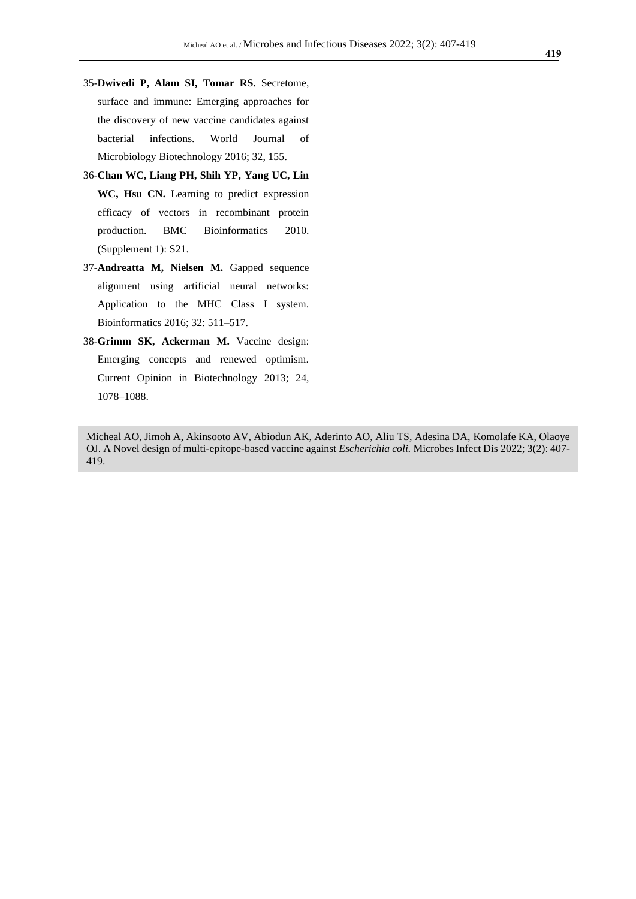35-**Dwivedi P, Alam SI, Tomar RS.** Secretome, surface and immune: Emerging approaches for the discovery of new vaccine candidates against bacterial infections. World Journal of Microbiology Biotechnology 2016; 32, 155.

36-**Chan WC, Liang PH, Shih YP, Yang UC, Lin WC, Hsu CN.** Learning to predict expression efficacy of vectors in recombinant protein production. BMC Bioinformatics 2010. (Supplement 1): S21.

37-**Andreatta M, Nielsen M.** Gapped sequence alignment using artificial neural networks: Application to the MHC Class I system. Bioinformatics 2016; 32: 511–517.

38-**Grimm SK, Ackerman M.** Vaccine design: Emerging concepts and renewed optimism. Current Opinion in Biotechnology 2013; 24, 1078–1088.

Micheal AO, Jimoh A, Akinsooto AV, Abiodun AK, Aderinto AO, Aliu TS, Adesina DA, Komolafe KA, Olaoye OJ. A Novel design of multi-epitope-based vaccine against *Escherichia coli.* Microbes Infect Dis 2022; 3(2): 407-419.